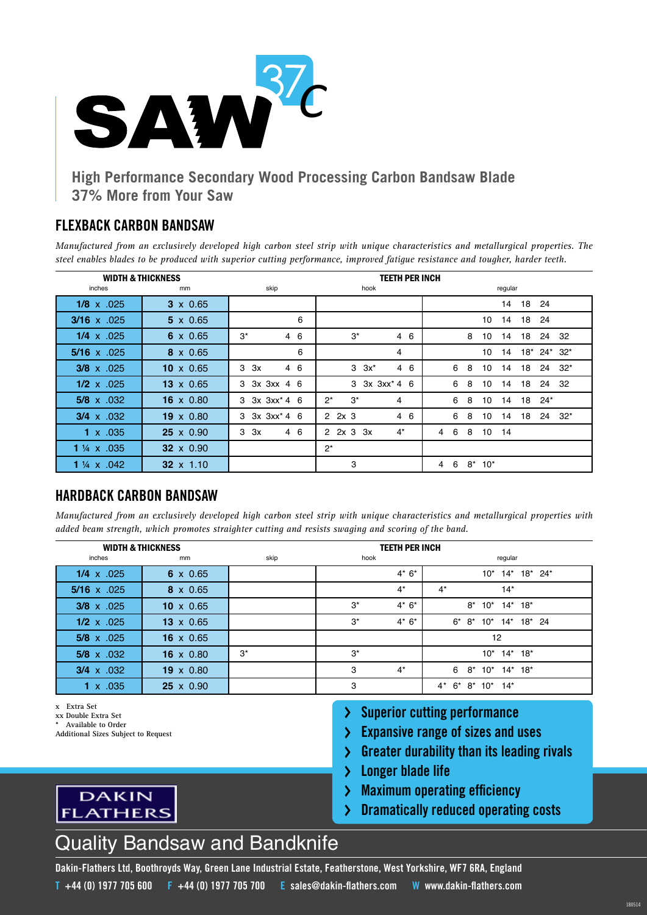# SAW 37C

**High Performance Secondary Wood Processing Carbon Bandsaw Blade**
**37% More from Your Saw**

## FLEXBACK CARBON BANDSAW

*Manufactured from an exclusively developed high carbon steel strip with unique characteristics and metallurgical properties. The steel enables blades to be produced with superior cutting performance, improved fatigue resistance and tougher, harder teeth.*

| WIDTH & THICKNESS | | TEETH PER INCH | | |
|---|---|---|---|---|
| inches | mm | skip | hook | regular |
| **1/8** x .025 | **3** x 0.65 | | | 14 18 24 |
| **3/16** x .025 | **5** x 0.65 | 6 | | 10 14 18 24 |
| **1/4** x .025 | **6** x 0.65 | 3* 4 6 | 3* 4 6 | 8 10 14 18 24 32 |
| **5/16** x .025 | **8** x 0.65 | 6 | 4 | 10 14 18* 24* 32* |
| **3/8** x .025 | **10** x 0.65 | 3 3x 4 6 | 3 3x* 4 6 | 6 8 10 14 18 24 32* |
| **1/2** x .025 | **13** x 0.65 | 3 3x 3xx 4 6 | 3 3x 3xx* 4 6 | 6 8 10 14 18 24 32 |
| **5/8** x .032 | **16** x 0.80 | 3 3x 3xx* 4 6 | 2* 3* 4 | 6 8 10 14 18 24* |
| **3/4** x .032 | **19** x 0.80 | 3 3x 3xx* 4 6 | 2 2x 3 4 6 | 6 8 10 14 18 24 32* |
| **1** x .035 | **25** x 0.90 | 3 3x 4 6 | 2 2x 3 3x 4* | 4 6 8 10 14 |
| **1 ¼** x .035 | **32** x 0.90 | | 2* | |
| **1 ¼** x .042 | **32** x 1.10 | | 3 | 4 6 8* 10* |

## HARDBACK CARBON BANDSAW

*Manufactured from an exclusively developed high carbon steel strip with unique characteristics and metallurgical properties with added beam strength, which promotes straighter cutting and resists swaging and scoring of the band.*

| WIDTH & THICKNESS | | TEETH PER INCH | | |
|---|---|---|---|---|
| inches | mm | skip | hook | regular |
| **1/4** x .025 | **6** x 0.65 | | 4* 6* | 10* 14* 18* 24* |
| **5/16** x .025 | **8** x 0.65 | | 4* | 4* 14* |
| **3/8** x .025 | **10** x 0.65 | | 3* 4* 6* | 8* 10* 14* 18* |
| **1/2** x .025 | **13** x 0.65 | | 3* 4* 6* | 6* 8* 10* 14* 18* 24 |
| **5/8** x .025 | **16** x 0.65 | | | 12 |
| **5/8** x .032 | **16** x 0.80 | 3* | 3* | 10* 14* 18* |
| **3/4** x .032 | **19** x 0.80 | | 3 4* | 6 8* 10* 14* 18* |
| **1** x .035 | **25** x 0.90 | | 3 | 4* 6* 8* 10* 14* |

x Extra Set
xx Double Extra Set
* Available to Order
Additional Sizes Subject to Request

- Superior cutting performance
- Expansive range of sizes and uses
- Greater durability than its leading rivals
- Longer blade life
- Maximum operating efficiency
- Dramatically reduced operating costs

DAKIN FLATHERS

Quality Bandsaw and Bandknife

Dakin-Flathers Ltd, Boothroyds Way, Green Lane Industrial Estate, Featherstone, West Yorkshire, WF7 6RA, England

T +44 (0) 1977 705 600 F +44 (0) 1977 705 700 E sales@dakin-flathers.com W www.dakin-flathers.com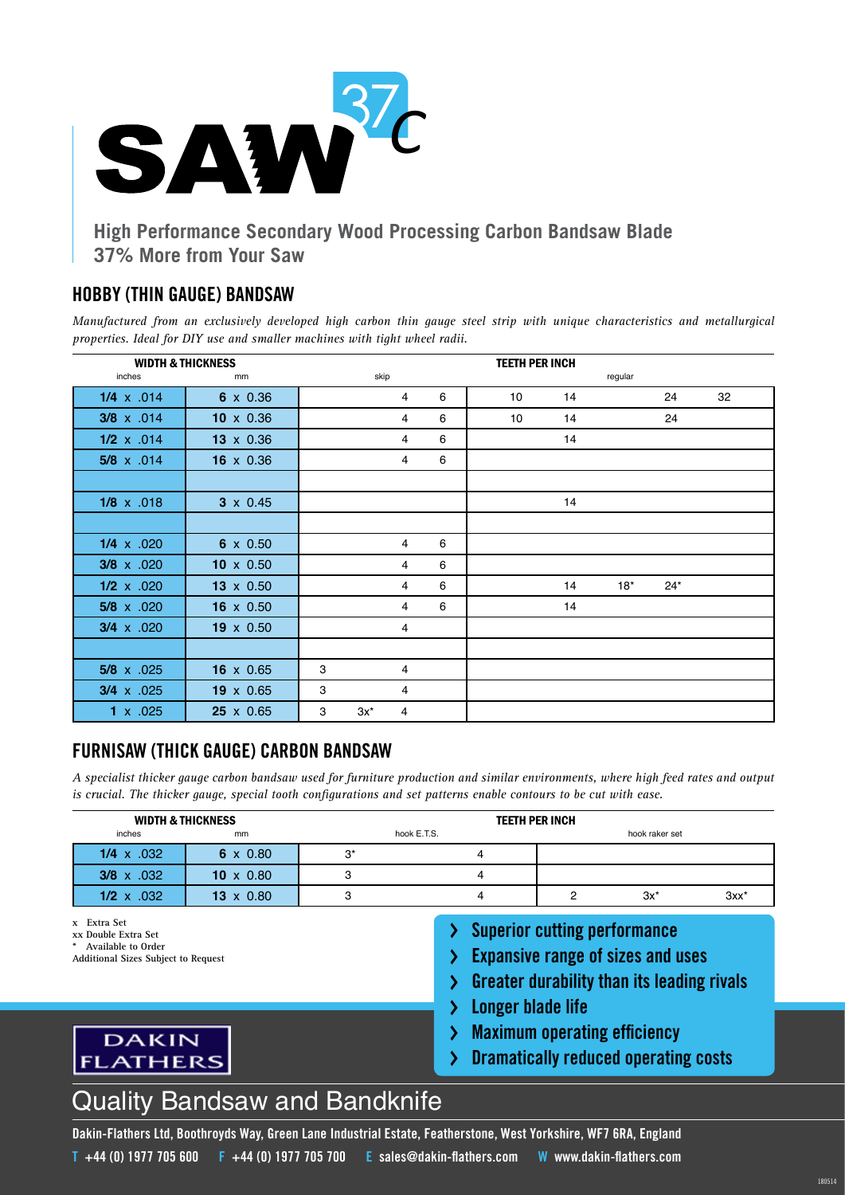# SAW 37c

**High Performance Secondary Wood Processing Carbon Bandsaw Blade**
**37% More from Your Saw**

## HOBBY (THIN GAUGE) BANDSAW

*Manufactured from an exclusively developed high carbon thin gauge steel strip with unique characteristics and metallurgical properties. Ideal for DIY use and smaller machines with tight wheel radii.*

| WIDTH & THICKNESS | | TEETH PER INCH | | | | | | | | |
|---|---|---|---|---|---|---|---|---|---|---|
| inches | mm | skip | | | | regular | | | | |
| **1/4** x .014 | **6** x 0.36 | | | 4 | 6 | 10 | 14 | | 24 | 32 |
| **3/8** x .014 | **10** x 0.36 | | | 4 | 6 | 10 | 14 | | 24 | |
| **1/2** x .014 | **13** x 0.36 | | | 4 | 6 | | 14 | | | |
| **5/8** x .014 | **16** x 0.36 | | | 4 | 6 | | | | | |
| | | | | | | | | | | |
| **1/8** x .018 | **3** x 0.45 | | | | | | 14 | | | |
| | | | | | | | | | | |
| **1/4** x .020 | **6** x 0.50 | | | 4 | 6 | | | | | |
| **3/8** x .020 | **10** x 0.50 | | | 4 | 6 | | | | | |
| **1/2** x .020 | **13** x 0.50 | | | 4 | 6 | | 14 | 18* | 24* | |
| **5/8** x .020 | **16** x 0.50 | | | 4 | 6 | | 14 | | | |
| **3/4** x .020 | **19** x 0.50 | | | 4 | | | | | | |
| | | | | | | | | | | |
| **5/8** x .025 | **16** x 0.65 | 3 | | 4 | | | | | | |
| **3/4** x .025 | **19** x 0.65 | 3 | | 4 | | | | | | |
| **1** x .025 | **25** x 0.65 | 3 | 3x* | 4 | | | | | | |

## FURNISAW (THICK GAUGE) CARBON BANDSAW

*A specialist thicker gauge carbon bandsaw used for furniture production and similar environments, where high feed rates and output is crucial. The thicker gauge, special tooth configurations and set patterns enable contours to be cut with ease.*

| WIDTH & THICKNESS | | TEETH PER INCH | | | | |
|---|---|---|---|---|---|---|
| inches | mm | hook E.T.S. | | hook raker set | | |
| **1/4** x .032 | **6** x 0.80 | 3* | 4 | | | |
| **3/8** x .032 | **10** x 0.80 | 3 | 4 | | | |
| **1/2** x .032 | **13** x 0.80 | 3 | 4 | 2 | 3x* | 3xx* |

x Extra Set
xx Double Extra Set
\* Available to Order
Additional Sizes Subject to Request

- Superior cutting performance
- Expansive range of sizes and uses
- Greater durability than its leading rivals
- Longer blade life
- Maximum operating efficiency
- Dramatically reduced operating costs

DAKIN FLATHERS

## Quality Bandsaw and Bandknife

**Dakin-Flathers Ltd, Boothroyds Way, Green Lane Industrial Estate, Featherstone, West Yorkshire, WF7 6RA, England**

**T** +44 (0) 1977 705 600 **F** +44 (0) 1977 705 700 **E** sales@dakin-flathers.com **W** www.dakin-flathers.com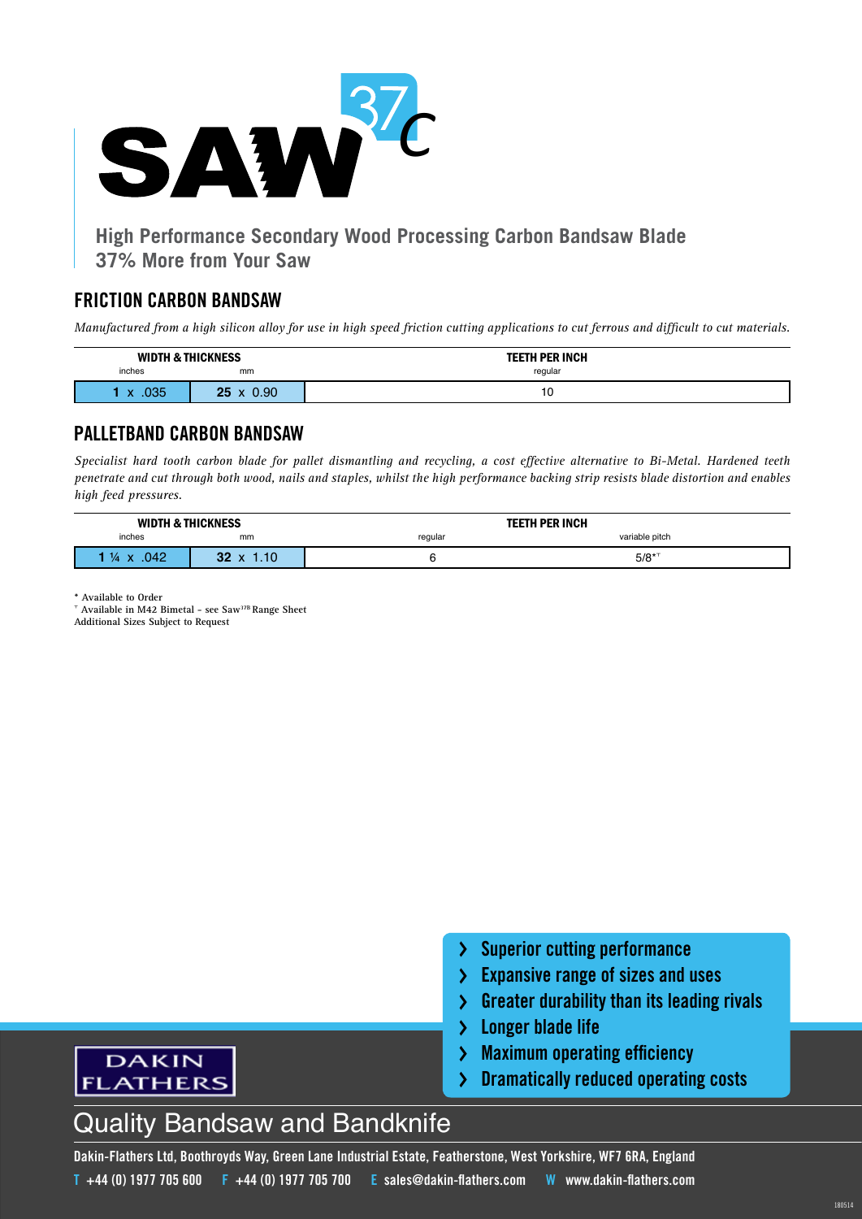# SAW 37C

**High Performance Secondary Wood Processing Carbon Bandsaw Blade**
**37% More from Your Saw**

## FRICTION CARBON BANDSAW

*Manufactured from a high silicon alloy for use in high speed friction cutting applications to cut ferrous and difficult to cut materials.*

| WIDTH & THICKNESS | | TEETH PER INCH |
|---|---|---|
| inches | mm | regular |
| **1** x .035 | **25** x 0.90 | 10 |

## PALLETBAND CARBON BANDSAW

*Specialist hard tooth carbon blade for pallet dismantling and recycling, a cost effective alternative to Bi-Metal. Hardened teeth penetrate and cut through both wood, nails and staples, whilst the high performance backing strip resists blade distortion and enables high feed pressures.*

| WIDTH & THICKNESS | | TEETH PER INCH | |
|---|---|---|---|
| inches | mm | regular | variable pitch |
| **1** ¼ x .042 | **32** x 1.10 | 6 | 5/8*† |

\* Available to Order
† Available in M42 Bimetal - see Saw[37B] Range Sheet
Additional Sizes Subject to Request

- Superior cutting performance
- Expansive range of sizes and uses
- Greater durability than its leading rivals
- Longer blade life
- Maximum operating efficiency
- Dramatically reduced operating costs

DAKIN FLATHERS

Quality Bandsaw and Bandknife

Dakin-Flathers Ltd, Boothroyds Way, Green Lane Industrial Estate, Featherstone, West Yorkshire, WF7 6RA, England

T +44 (0) 1977 705 600 F +44 (0) 1977 705 700 E sales@dakin-flathers.com W www.dakin-flathers.com

180514